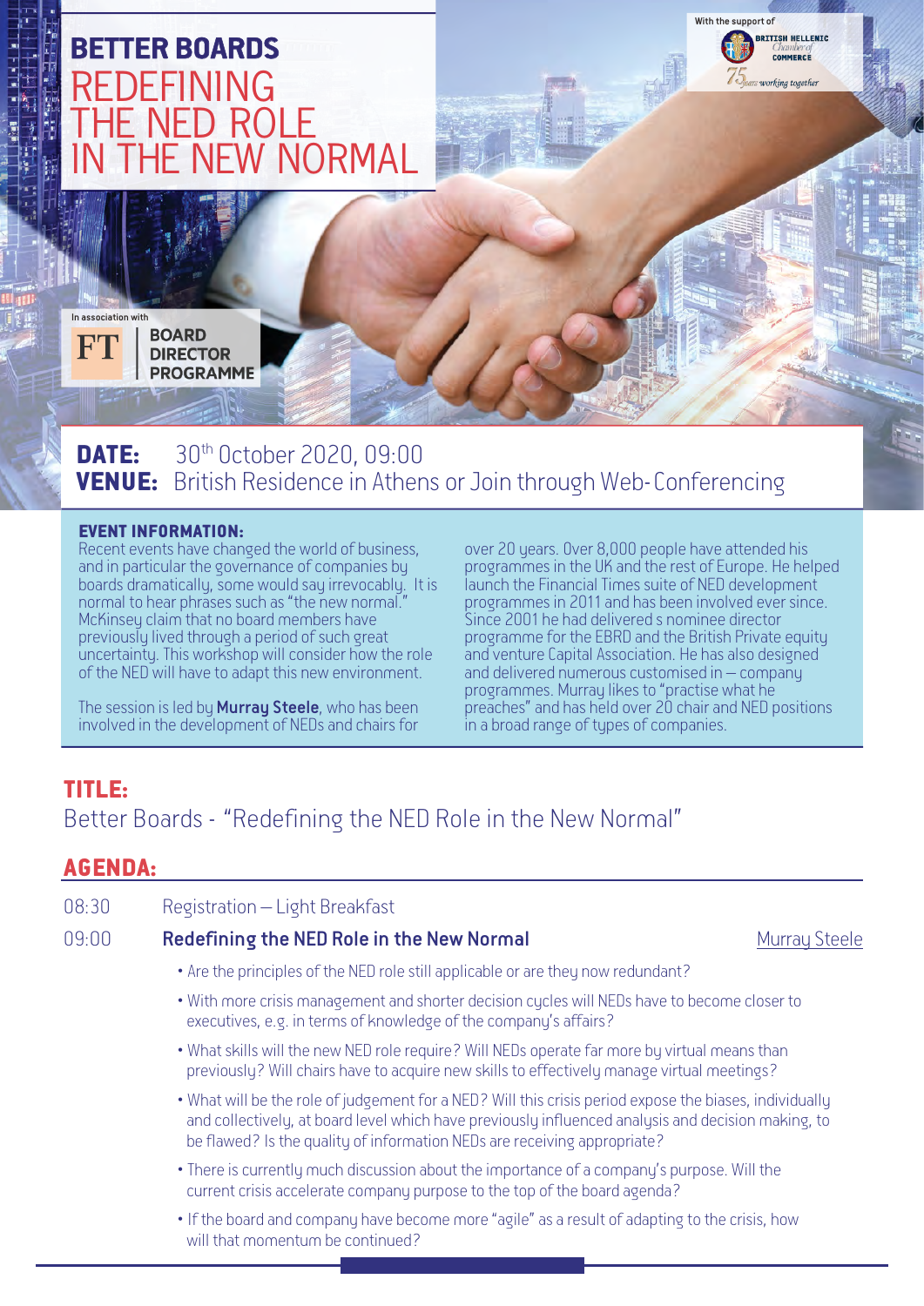With the support of BRITISH HELLENIC Chamber of COMMERCE 75 years working together

# BETTER BOARDS
# REDEFINING THE NED ROLE IN THE NEW NORMAL

In association with FT BOARD DIRECTOR PROGRAMME

**DATE:** 30th October 2020, 09:00
**VENUE:** British Residence in Athens or Join through Web-Conferencing

## EVENT INFORMATION:

Recent events have changed the world of business, and in particular the governance of companies by boards dramatically, some would say irrevocably. It is normal to hear phrases such as "the new normal." McKinsey claim that no board members have previously lived through a period of such great uncertainty. This workshop will consider how the role of the NED will have to adapt this new environment.

The session is led by **Murray Steele**, who has been involved in the development of NEDs and chairs for over 20 years. Over 8,000 people have attended his programmes in the UK and the rest of Europe. He helped launch the Financial Times suite of NED development programmes in 2011 and has been involved ever since. Since 2001 he had delivered s nominee director programme for the EBRD and the British Private equity and venture Capital Association. He has also designed and delivered numerous customised in – company programmes. Murray likes to "practise what he preaches" and has held over 20 chair and NED positions in a broad range of types of companies.

## TITLE:

Better Boards - "Redefining the NED Role in the New Normal"

## AGENDA:

08:30 Registration – Light Breakfast

09:00 **Redefining the NED Role in the New Normal** — Murray Steele

- Are the principles of the NED role still applicable or are they now redundant?
- With more crisis management and shorter decision cycles will NEDs have to become closer to executives, e.g. in terms of knowledge of the company's affairs?
- What skills will the new NED role require? Will NEDs operate far more by virtual means than previously? Will chairs have to acquire new skills to effectively manage virtual meetings?
- What will be the role of judgement for a NED? Will this crisis period expose the biases, individually and collectively, at board level which have previously influenced analysis and decision making, to be flawed? Is the quality of information NEDs are receiving appropriate?
- There is currently much discussion about the importance of a company's purpose. Will the current crisis accelerate company purpose to the top of the board agenda?
- If the board and company have become more "agile" as a result of adapting to the crisis, how will that momentum be continued?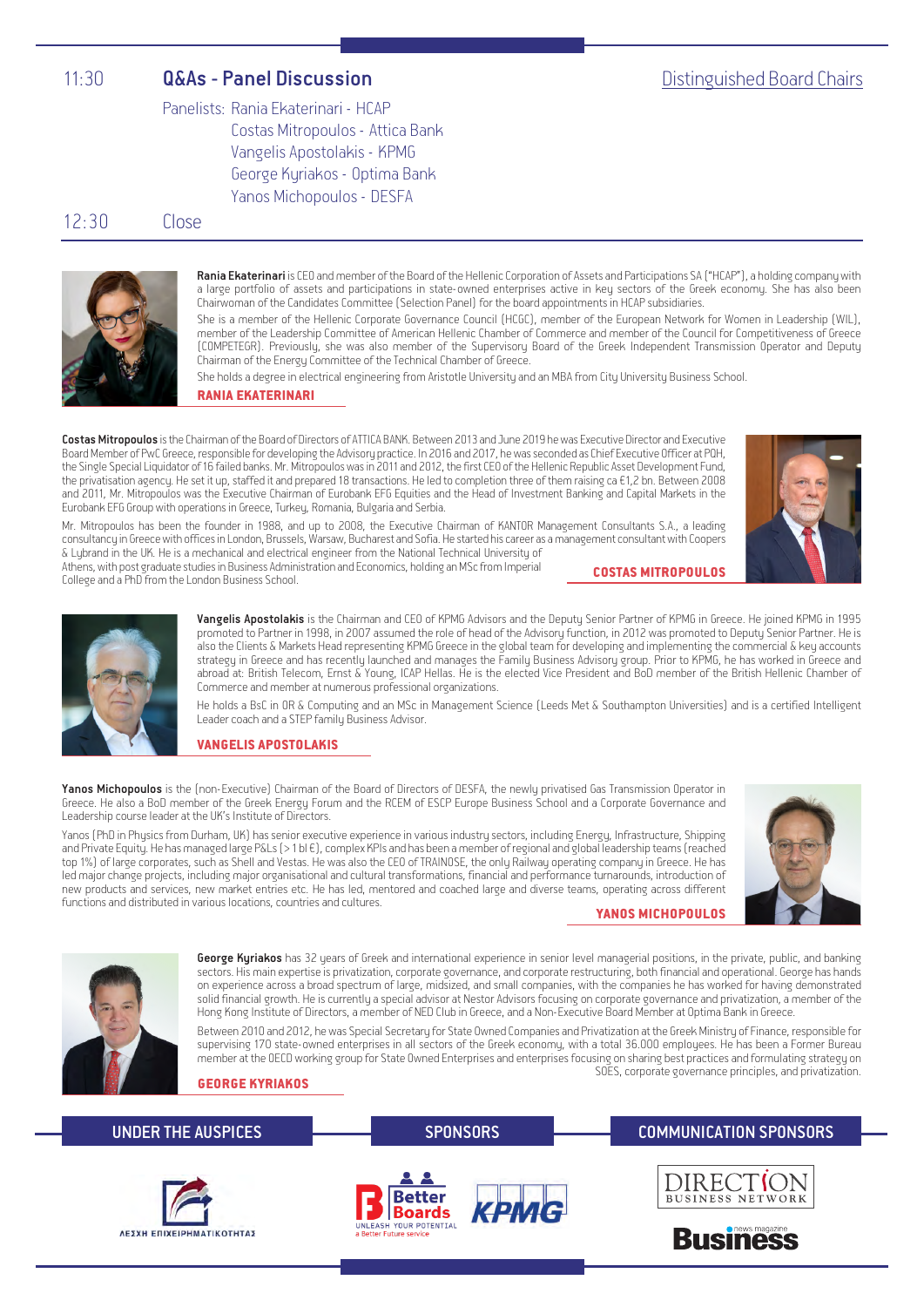11:30 **Q&As - Panel Discussion** Distinguished Board Chairs

Panelists: Rania Ekaterinari - HCAP
Costas Mitropoulos - Attica Bank
Vangelis Apostolakis - KPMG
George Kyriakos - Optima Bank
Yanos Michopoulos - DESFA

12:30 Close

**Rania Ekaterinari** is CEO and member of the Board of the Hellenic Corporation of Assets and Participations SA ("HCAP"), a holding company with a large portfolio of assets and participations in state-owned enterprises active in key sectors of the Greek economy. She has also been Chairwoman of the Candidates Committee (Selection Panel) for the board appointments in HCAP subsidiaries.

She is a member of the Hellenic Corporate Governance Council (HCGC), member of the European Network for Women in Leadership (WIL), member of the Leadership Committee of American Hellenic Chamber of Commerce and member of the Council for Competitiveness of Greece (COMPETEGR). Previously, she was also member of the Supervisory Board of the Greek Independent Transmission Operator and Deputy Chairman of the Energy Committee of the Technical Chamber of Greece.

She holds a degree in electrical engineering from Aristotle University and an MBA from City University Business School.

**RANIA EKATERINARI**

**Costas Mitropoulos** is the Chairman of the Board of Directors of ATTICA BANK. Between 2013 and June 2019 he was Executive Director and Executive Board Member of PwC Greece, responsible for developing the Advisory practice. In 2016 and 2017, he was seconded as Chief Executive Officer at PQH, the Single Special Liquidator of 16 failed banks. Mr. Mitropoulos was in 2011 and 2012, the first CEO of the Hellenic Republic Asset Development Fund, the privatisation agency. He set it up, staffed it and prepared 18 transactions. He led to completion three of them raising ca €1,2 bn. Between 2008 and 2011, Mr. Mitropoulos was the Executive Chairman of Eurobank EFG Equities and the Head of Investment Banking and Capital Markets in the Eurobank EFG Group with operations in Greece, Turkey, Romania, Bulgaria and Serbia.

Mr. Mitropoulos has been the founder in 1988, and up to 2008, the Executive Chairman of KANTOR Management Consultants S.A., a leading consultancy in Greece with offices in London, Brussels, Warsaw, Bucharest and Sofia. He started his career as a management consultant with Coopers & Lybrand in the UK. He is a mechanical and electrical engineer from the National Technical University of Athens, with post graduate studies in Business Administration and Economics, holding an MSc from Imperial College and a PhD from the London Business School.

**COSTAS MITROPOULOS**

**Vangelis Apostolakis** is the Chairman and CEO of KPMG Advisors and the Deputy Senior Partner of KPMG in Greece. He joined KPMG in 1995 promoted to Partner in 1998, in 2007 assumed the role of head of the Advisory function, in 2012 was promoted to Deputy Senior Partner. He is also the Clients & Markets Head representing KPMG Greece in the global team for developing and implementing the commercial & key accounts strategy in Greece and has recently launched and manages the Family Business Advisory group. Prior to KPMG, he has worked in Greece and abroad at: British Telecom, Ernst & Young, ICAP Hellas. He is the elected Vice President and BoD member of the British Hellenic Chamber of Commerce and member at numerous professional organizations.

He holds a BsC in OR & Computing and an MSc in Management Science (Leeds Met & Southampton Universities) and is a certified Intelligent Leader coach and a STEP family Business Advisor.

**VANGELIS APOSTOLAKIS**

**Yanos Michopoulos** is the (non-Executive) Chairman of the Board of Directors of DESFA, the newly privatised Gas Transmission Operator in Greece. He also a BoD member of the Greek Energy Forum and the RCEM of ESCP Europe Business School and a Corporate Governance and Leadership course leader at the UK's Institute of Directors.

Yanos (PhD in Physics from Durham, UK) has senior executive experience in various industry sectors, including Energy, Infrastructure, Shipping and Private Equity. He has managed large P&Ls (> 1 bl €), complex KPIs and has been a member of regional and global leadership teams (reached top 1%) of large corporates, such as Shell and Vestas. He was also the CEO of TRAINOSE, the only Railway operating company in Greece. He has led major change projects, including major organisational and cultural transformations, financial and performance turnarounds, introduction of new products and services, new market entries etc. He has led, mentored and coached large and diverse teams, operating across different functions and distributed in various locations, countries and cultures.

**YANOS MICHOPOULOS**

**George Kyriakos** has 32 years of Greek and international experience in senior level managerial positions, in the private, public, and banking sectors. His main expertise is privatization, corporate governance, and corporate restructuring, both financial and operational. George has hands on experience across a broad spectrum of large, midsized, and small companies, with the companies he has worked for having demonstrated solid financial growth. He is currently a special advisor at Nestor Advisors focusing on corporate governance and privatization, a member of the Hong Kong Institute of Directors, a member of NED Club in Greece, and a Non-Executive Board Member at Optima Bank in Greece.

Between 2010 and 2012, he was Special Secretary for State Owned Companies and Privatization at the Greek Ministry of Finance, responsible for supervising 170 state-owned enterprises in all sectors of the Greek economy, with a total 36.000 employees. He has been a Former Bureau member at the OECD working group for State Owned Enterprises and enterprises focusing on sharing best practices and formulating strategy on SOES, corporate governance principles, and privatization.

**GEORGE KYRIAKOS**

**UNDER THE AUSPICES** — ΛΕΣΧΗ ΕΠΙΧΕΙΡΗΜΑΤΙΚΟΤΗΤΑΣ

**SPONSORS** — Better Boards (UNLEASH YOUR POTENTIAL, a Better Future service), KPMG

**COMMUNICATION SPONSORS** — DIRECTION BUSINESS NETWORK, Business news magazine